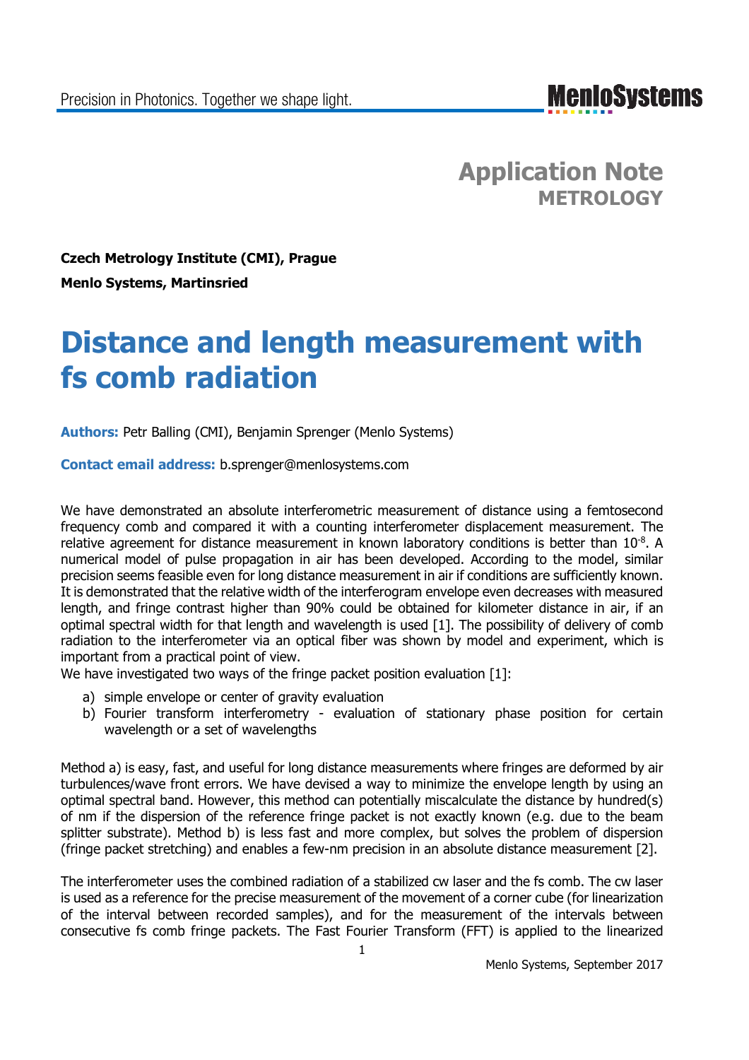# Application Note
## METROLOGY

**Czech Metrology Institute (CMI), Prague**

**Menlo Systems, Martinsried**

# Distance and length measurement with fs comb radiation

**Authors:** Petr Balling (CMI), Benjamin Sprenger (Menlo Systems)

**Contact email address:** b.sprenger@menlosystems.com

We have demonstrated an absolute interferometric measurement of distance using a femtosecond frequency comb and compared it with a counting interferometer displacement measurement. The relative agreement for distance measurement in known laboratory conditions is better than $10^{-8}$. A numerical model of pulse propagation in air has been developed. According to the model, similar precision seems feasible even for long distance measurement in air if conditions are sufficiently known. It is demonstrated that the relative width of the interferogram envelope even decreases with measured length, and fringe contrast higher than 90% could be obtained for kilometer distance in air, if an optimal spectral width for that length and wavelength is used [1]. The possibility of delivery of comb radiation to the interferometer via an optical fiber was shown by model and experiment, which is important from a practical point of view.
We have investigated two ways of the fringe packet position evaluation [1]:

a) simple envelope or center of gravity evaluation
b) Fourier transform interferometry - evaluation of stationary phase position for certain wavelength or a set of wavelengths

Method a) is easy, fast, and useful for long distance measurements where fringes are deformed by air turbulences/wave front errors. We have devised a way to minimize the envelope length by using an optimal spectral band. However, this method can potentially miscalculate the distance by hundred(s) of nm if the dispersion of the reference fringe packet is not exactly known (e.g. due to the beam splitter substrate). Method b) is less fast and more complex, but solves the problem of dispersion (fringe packet stretching) and enables a few-nm precision in an absolute distance measurement [2].

The interferometer uses the combined radiation of a stabilized cw laser and the fs comb. The cw laser is used as a reference for the precise measurement of the movement of a corner cube (for linearization of the interval between recorded samples), and for the measurement of the intervals between consecutive fs comb fringe packets. The Fast Fourier Transform (FFT) is applied to the linearized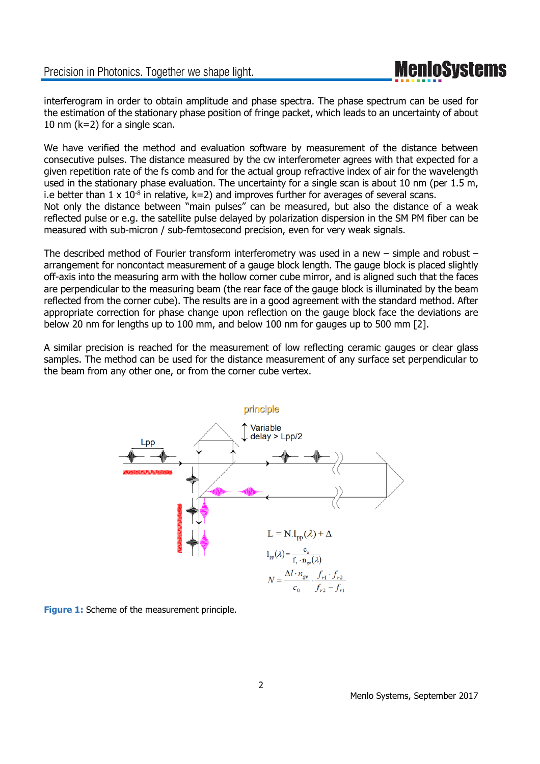interferogram in order to obtain amplitude and phase spectra. The phase spectrum can be used for the estimation of the stationary phase position of fringe packet, which leads to an uncertainty of about 10 nm (k=2) for a single scan.

We have verified the method and evaluation software by measurement of the distance between consecutive pulses. The distance measured by the cw interferometer agrees with that expected for a given repetition rate of the fs comb and for the actual group refractive index of air for the wavelength used in the stationary phase evaluation. The uncertainty for a single scan is about 10 nm (per 1.5 m, i.e better than 1 x $10^{-8}$ in relative, k=2) and improves further for averages of several scans.
Not only the distance between "main pulses" can be measured, but also the distance of a weak reflected pulse or e.g. the satellite pulse delayed by polarization dispersion in the SM PM fiber can be measured with sub-micron / sub-femtosecond precision, even for very weak signals.

The described method of Fourier transform interferometry was used in a new – simple and robust – arrangement for noncontact measurement of a gauge block length. The gauge block is placed slightly off-axis into the measuring arm with the hollow corner cube mirror, and is aligned such that the faces are perpendicular to the measuring beam (the rear face of the gauge block is illuminated by the beam reflected from the corner cube). The results are in a good agreement with the standard method. After appropriate correction for phase change upon reflection on the gauge block face the deviations are below 20 nm for lengths up to 100 mm, and below 100 nm for gauges up to 500 mm [2].

A similar precision is reached for the measurement of low reflecting ceramic gauges or clear glass samples. The method can be used for the distance measurement of any surface set perpendicular to the beam from any other one, or from the corner cube vertex.

principle

Lpp

Variable delay > Lpp/2

$$L = N.l_{pp}(\lambda) + \Delta$$

$$l_{pp}(\lambda) = \frac{c_o}{f_r \cdot n_{gs}(\lambda)}$$

$$N = \frac{\Delta l \cdot n_{ge}}{c_0} \cdot \frac{f_{r1} \cdot f_{r2}}{f_{r2} - f_{r1}}$$

**Figure 1:** Scheme of the measurement principle.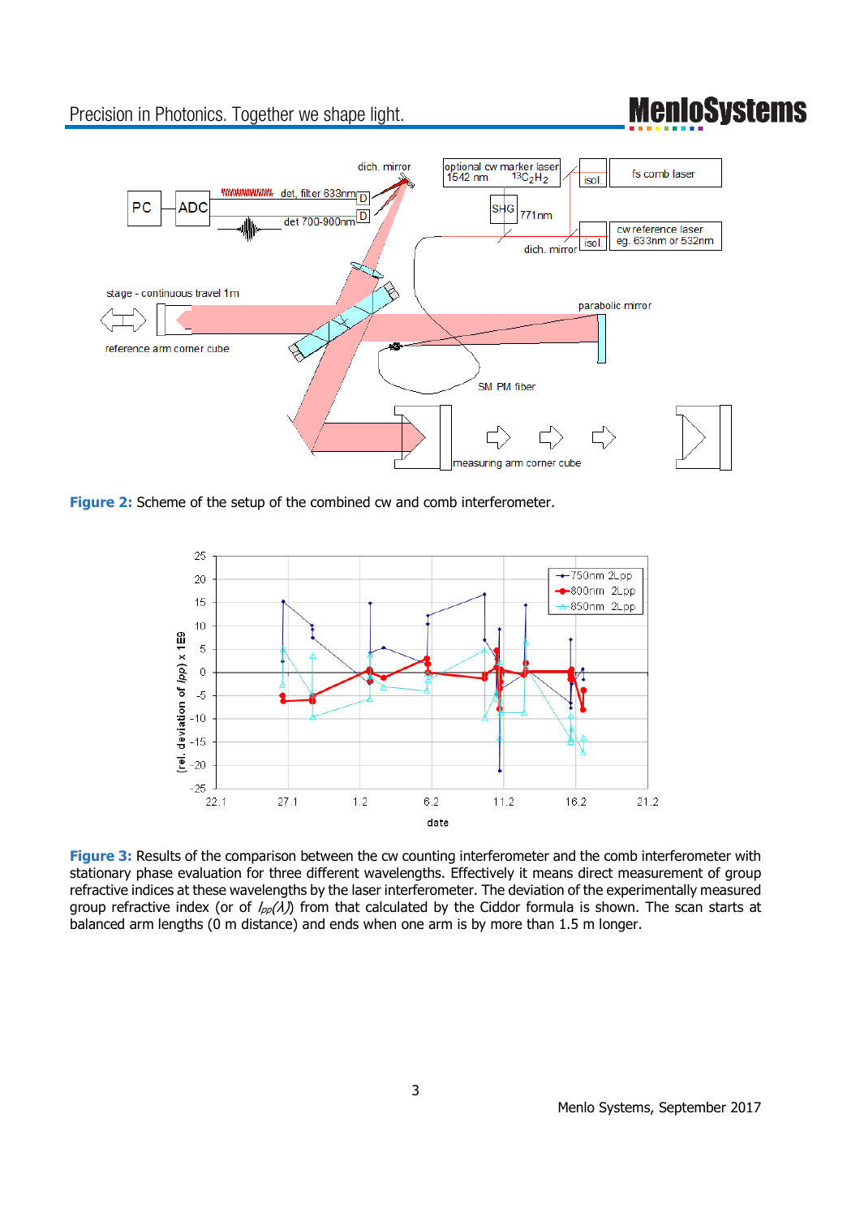**Figure 2:** Scheme of the setup of the combined cw and comb interferometer.

**Figure 3:** Results of the comparison between the cw counting interferometer and the comb interferometer with stationary phase evaluation for three different wavelengths. Effectively it means direct measurement of group refractive indices at these wavelengths by the laser interferometer. The deviation of the experimentally measured group refractive index (or of $l_{pp}(\lambda)$) from that calculated by the Ciddor formula is shown. The scan starts at balanced arm lengths (0 m distance) and ends when one arm is by more than 1.5 m longer.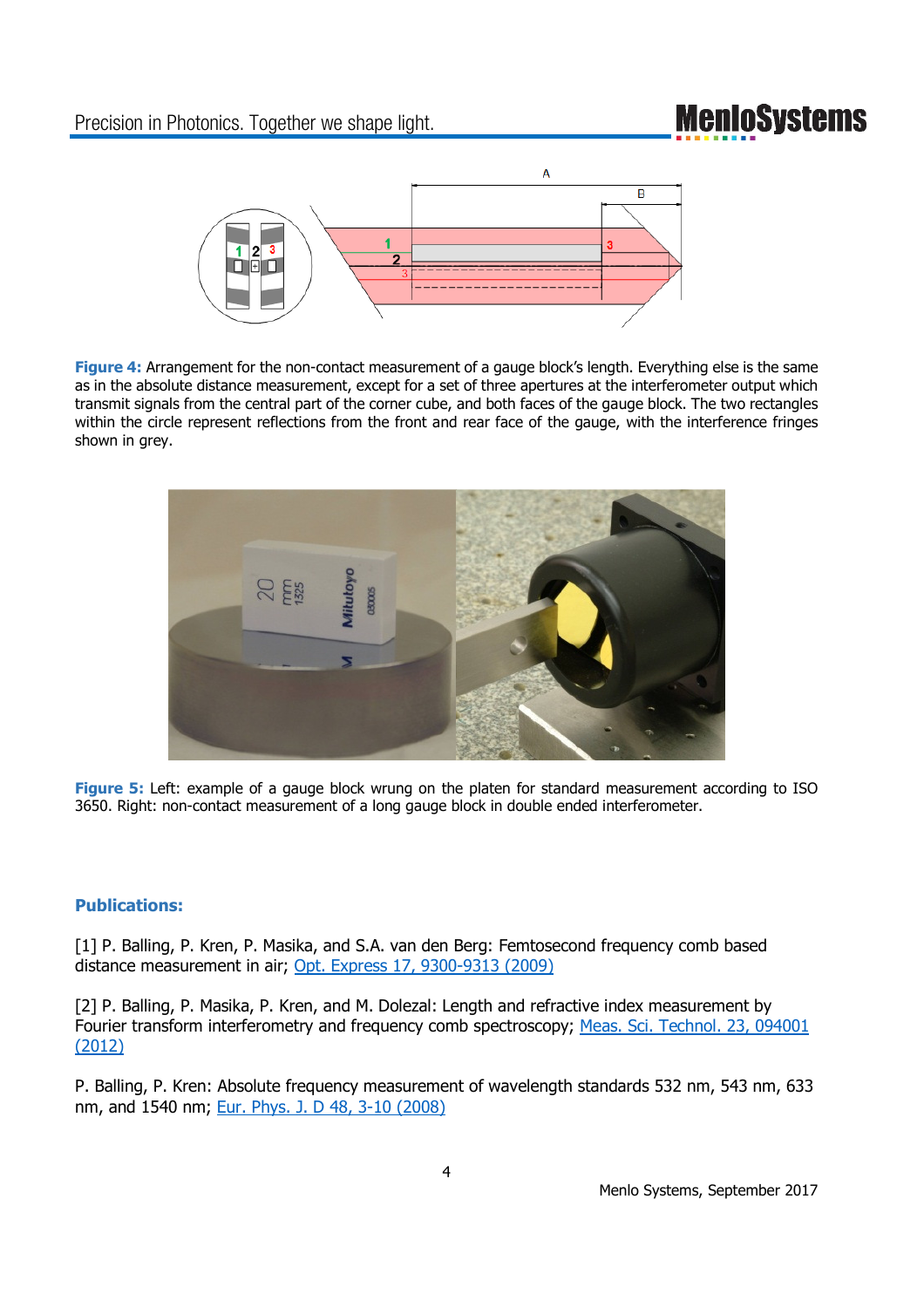**Figure 4:** Arrangement for the non-contact measurement of a gauge block's length. Everything else is the same as in the absolute distance measurement, except for a set of three apertures at the interferometer output which transmit signals from the central part of the corner cube, and both faces of the gauge block. The two rectangles within the circle represent reflections from the front and rear face of the gauge, with the interference fringes shown in grey.

**Figure 5:** Left: example of a gauge block wrung on the platen for standard measurement according to ISO 3650. Right: non-contact measurement of a long gauge block in double ended interferometer.

## Publications:

[1] P. Balling, P. Kren, P. Masika, and S.A. van den Berg: Femtosecond frequency comb based distance measurement in air; Opt. Express 17, 9300-9313 (2009)

[2] P. Balling, P. Masika, P. Kren, and M. Dolezal: Length and refractive index measurement by Fourier transform interferometry and frequency comb spectroscopy; Meas. Sci. Technol. 23, 094001 (2012)

P. Balling, P. Kren: Absolute frequency measurement of wavelength standards 532 nm, 543 nm, 633 nm, and 1540 nm; Eur. Phys. J. D 48, 3-10 (2008)

Menlo Systems, September 2017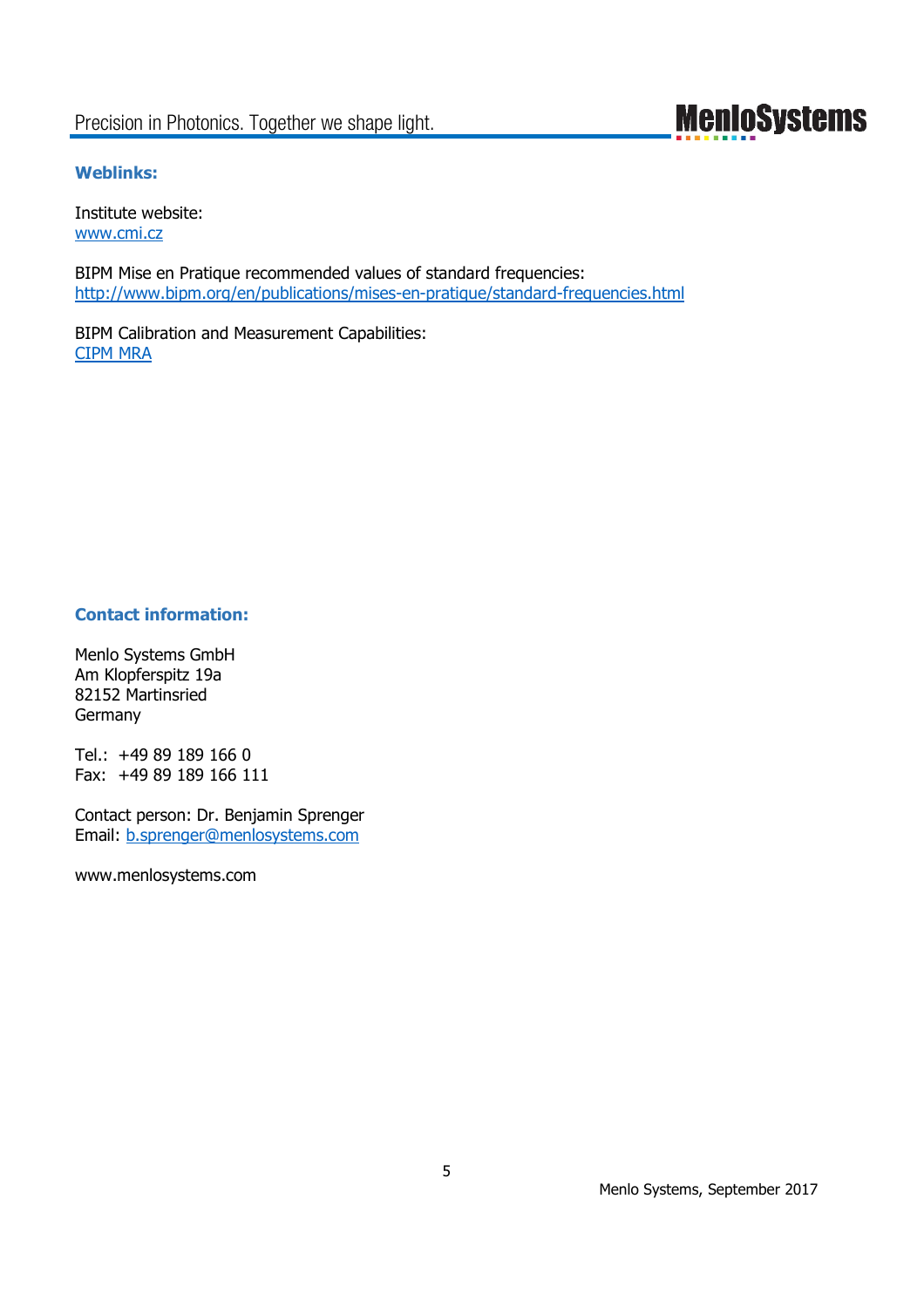### Weblinks:

Institute website:
www.cmi.cz

BIPM Mise en Pratique recommended values of standard frequencies:
http://www.bipm.org/en/publications/mises-en-pratique/standard-frequencies.html

BIPM Calibration and Measurement Capabilities:
CIPM MRA

### Contact information:

Menlo Systems GmbH
Am Klopferspitz 19a
82152 Martinsried
Germany

Tel.: +49 89 189 166 0
Fax: +49 89 189 166 111

Contact person: Dr. Benjamin Sprenger
Email: b.sprenger@menlosystems.com

www.menlosystems.com